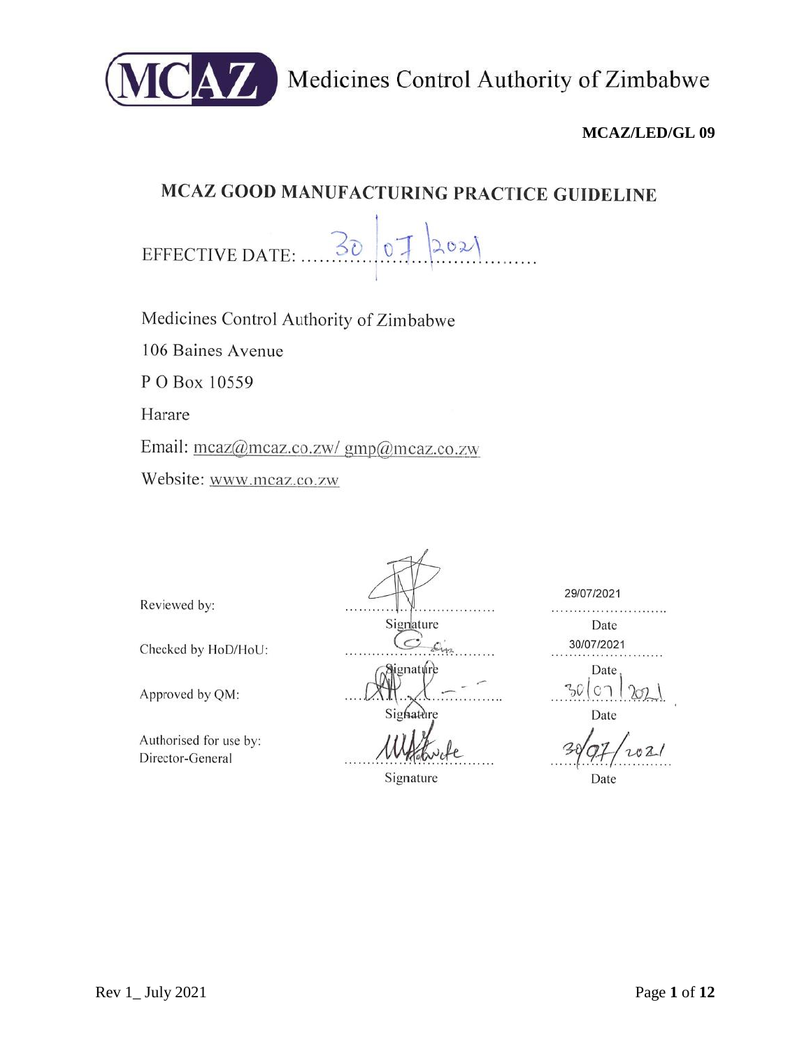MCAZ Medicines Control Authority of Zimbabwe

**MCAZ/LED/GL 09**

# MCAZ GOOD MANUFACTURING PRACTICE GUIDELINE

EFFECTIVE DATE: 30/07/2021

Medicines Control Authority of Zimbabwe

106 Baines Avenue

P O Box 10559

Harare

Email: mcaz@mcaz.co.zw/ gmp@mcaz.co.zw

Website: www.mcaz.co.zw

| | | |
|---|---|---|
| Reviewed by: | Signature | 29/07/2021 Date |
| Checked by HoD/HoU: | Signature | 30/07/2021 Date |
| Approved by QM: | Signature | 30/07/2021 Date |
| Authorised for use by: Director-General | Signature | 30/07/2021 Date |

Rev 1_ July 2021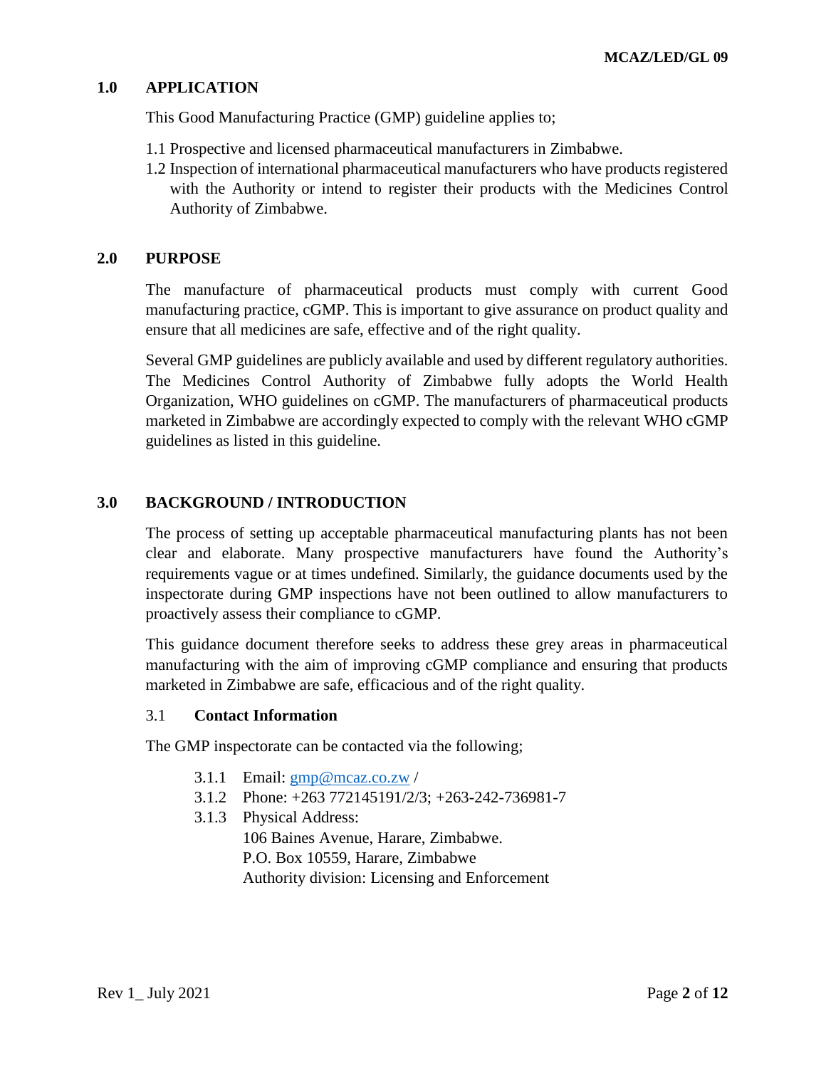## 1.0 APPLICATION

This Good Manufacturing Practice (GMP) guideline applies to;

1.1 Prospective and licensed pharmaceutical manufacturers in Zimbabwe.

1.2 Inspection of international pharmaceutical manufacturers who have products registered with the Authority or intend to register their products with the Medicines Control Authority of Zimbabwe.

## 2.0 PURPOSE

The manufacture of pharmaceutical products must comply with current Good manufacturing practice, cGMP. This is important to give assurance on product quality and ensure that all medicines are safe, effective and of the right quality.

Several GMP guidelines are publicly available and used by different regulatory authorities. The Medicines Control Authority of Zimbabwe fully adopts the World Health Organization, WHO guidelines on cGMP. The manufacturers of pharmaceutical products marketed in Zimbabwe are accordingly expected to comply with the relevant WHO cGMP guidelines as listed in this guideline.

## 3.0 BACKGROUND / INTRODUCTION

The process of setting up acceptable pharmaceutical manufacturing plants has not been clear and elaborate. Many prospective manufacturers have found the Authority's requirements vague or at times undefined. Similarly, the guidance documents used by the inspectorate during GMP inspections have not been outlined to allow manufacturers to proactively assess their compliance to cGMP.

This guidance document therefore seeks to address these grey areas in pharmaceutical manufacturing with the aim of improving cGMP compliance and ensuring that products marketed in Zimbabwe are safe, efficacious and of the right quality.

### 3.1 Contact Information

The GMP inspectorate can be contacted via the following;

3.1.1 Email: gmp@mcaz.co.zw /

3.1.2 Phone: +263 772145191/2/3; +263-242-736981-7

3.1.3 Physical Address:
106 Baines Avenue, Harare, Zimbabwe.
P.O. Box 10559, Harare, Zimbabwe
Authority division: Licensing and Enforcement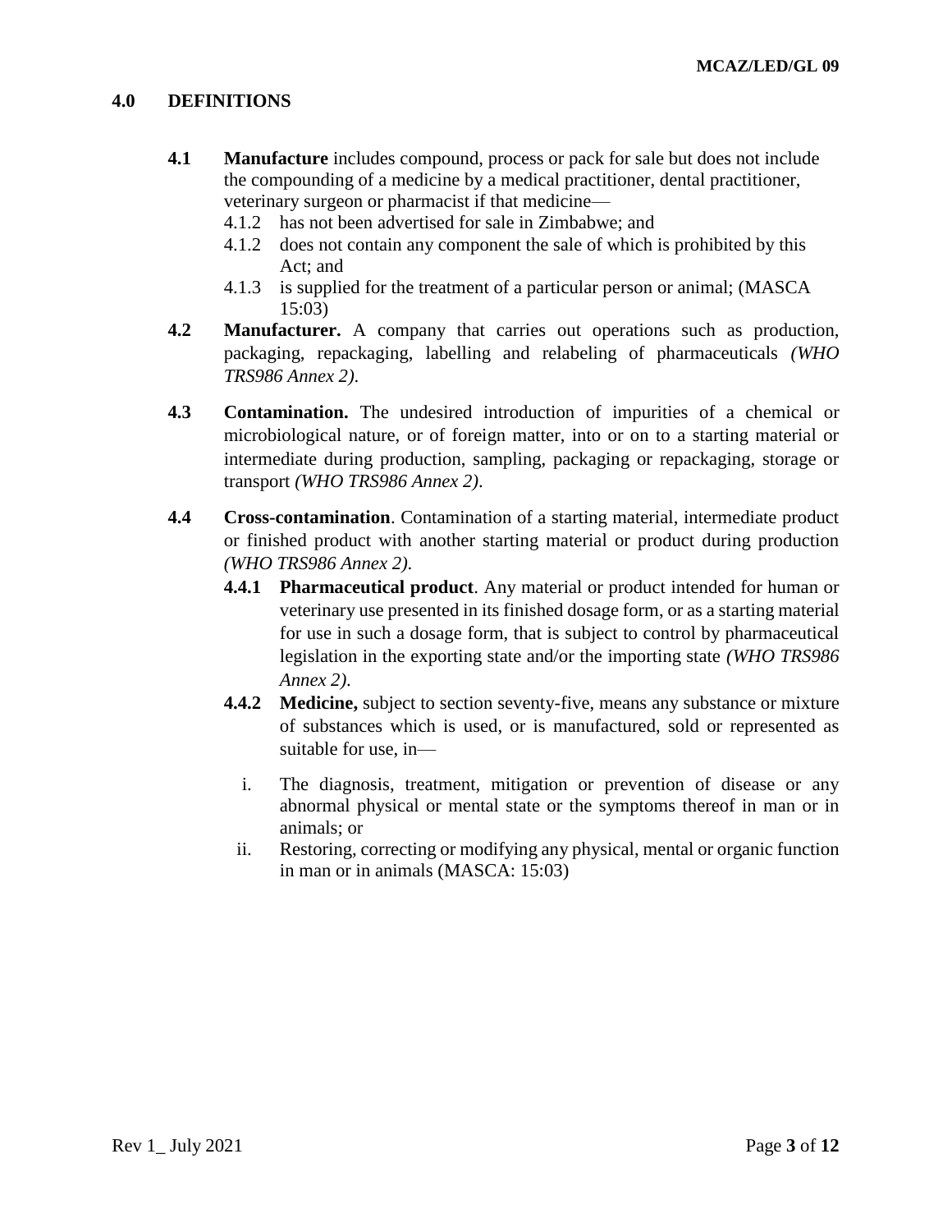## 4.0 DEFINITIONS

**4.1** **Manufacture** includes compound, process or pack for sale but does not include the compounding of a medicine by a medical practitioner, dental practitioner, veterinary surgeon or pharmacist if that medicine—

4.1.2 has not been advertised for sale in Zimbabwe; and

4.1.2 does not contain any component the sale of which is prohibited by this Act; and

4.1.3 is supplied for the treatment of a particular person or animal; (MASCA 15:03)

**4.2** **Manufacturer.** A company that carries out operations such as production, packaging, repackaging, labelling and relabeling of pharmaceuticals *(WHO TRS986 Annex 2).*

**4.3** **Contamination.** The undesired introduction of impurities of a chemical or microbiological nature, or of foreign matter, into or on to a starting material or intermediate during production, sampling, packaging or repackaging, storage or transport *(WHO TRS986 Annex 2)*.

**4.4** **Cross-contamination**. Contamination of a starting material, intermediate product or finished product with another starting material or product during production *(WHO TRS986 Annex 2)*.

**4.4.1** **Pharmaceutical product**. Any material or product intended for human or veterinary use presented in its finished dosage form, or as a starting material for use in such a dosage form, that is subject to control by pharmaceutical legislation in the exporting state and/or the importing state *(WHO TRS986 Annex 2).*

**4.4.2** **Medicine,** subject to section seventy-five, means any substance or mixture of substances which is used, or is manufactured, sold or represented as suitable for use, in—

i. The diagnosis, treatment, mitigation or prevention of disease or any abnormal physical or mental state or the symptoms thereof in man or in animals; or

ii. Restoring, correcting or modifying any physical, mental or organic function in man or in animals (MASCA: 15:03)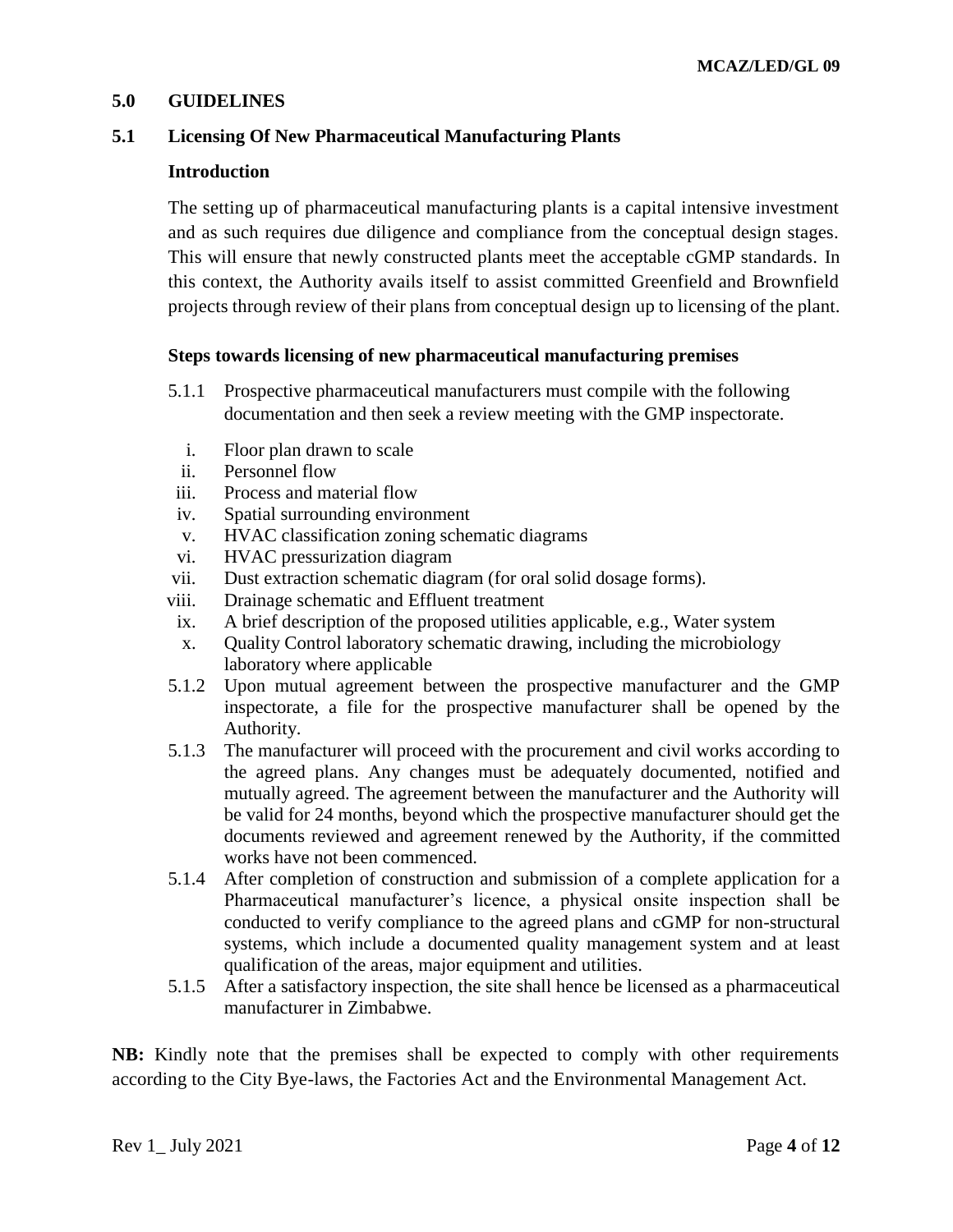## 5.0 GUIDELINES

### 5.1 Licensing Of New Pharmaceutical Manufacturing Plants

**Introduction**

The setting up of pharmaceutical manufacturing plants is a capital intensive investment and as such requires due diligence and compliance from the conceptual design stages. This will ensure that newly constructed plants meet the acceptable cGMP standards. In this context, the Authority avails itself to assist committed Greenfield and Brownfield projects through review of their plans from conceptual design up to licensing of the plant.

**Steps towards licensing of new pharmaceutical manufacturing premises**

5.1.1 Prospective pharmaceutical manufacturers must compile with the following documentation and then seek a review meeting with the GMP inspectorate.

- i. Floor plan drawn to scale
- ii. Personnel flow
- iii. Process and material flow
- iv. Spatial surrounding environment
- v. HVAC classification zoning schematic diagrams
- vi. HVAC pressurization diagram
- vii. Dust extraction schematic diagram (for oral solid dosage forms).
- viii. Drainage schematic and Effluent treatment
- ix. A brief description of the proposed utilities applicable, e.g., Water system
- x. Quality Control laboratory schematic drawing, including the microbiology laboratory where applicable

5.1.2 Upon mutual agreement between the prospective manufacturer and the GMP inspectorate, a file for the prospective manufacturer shall be opened by the Authority.

5.1.3 The manufacturer will proceed with the procurement and civil works according to the agreed plans. Any changes must be adequately documented, notified and mutually agreed. The agreement between the manufacturer and the Authority will be valid for 24 months, beyond which the prospective manufacturer should get the documents reviewed and agreement renewed by the Authority, if the committed works have not been commenced.

5.1.4 After completion of construction and submission of a complete application for a Pharmaceutical manufacturer's licence, a physical onsite inspection shall be conducted to verify compliance to the agreed plans and cGMP for non-structural systems, which include a documented quality management system and at least qualification of the areas, major equipment and utilities.

5.1.5 After a satisfactory inspection, the site shall hence be licensed as a pharmaceutical manufacturer in Zimbabwe.

**NB:** Kindly note that the premises shall be expected to comply with other requirements according to the City Bye-laws, the Factories Act and the Environmental Management Act.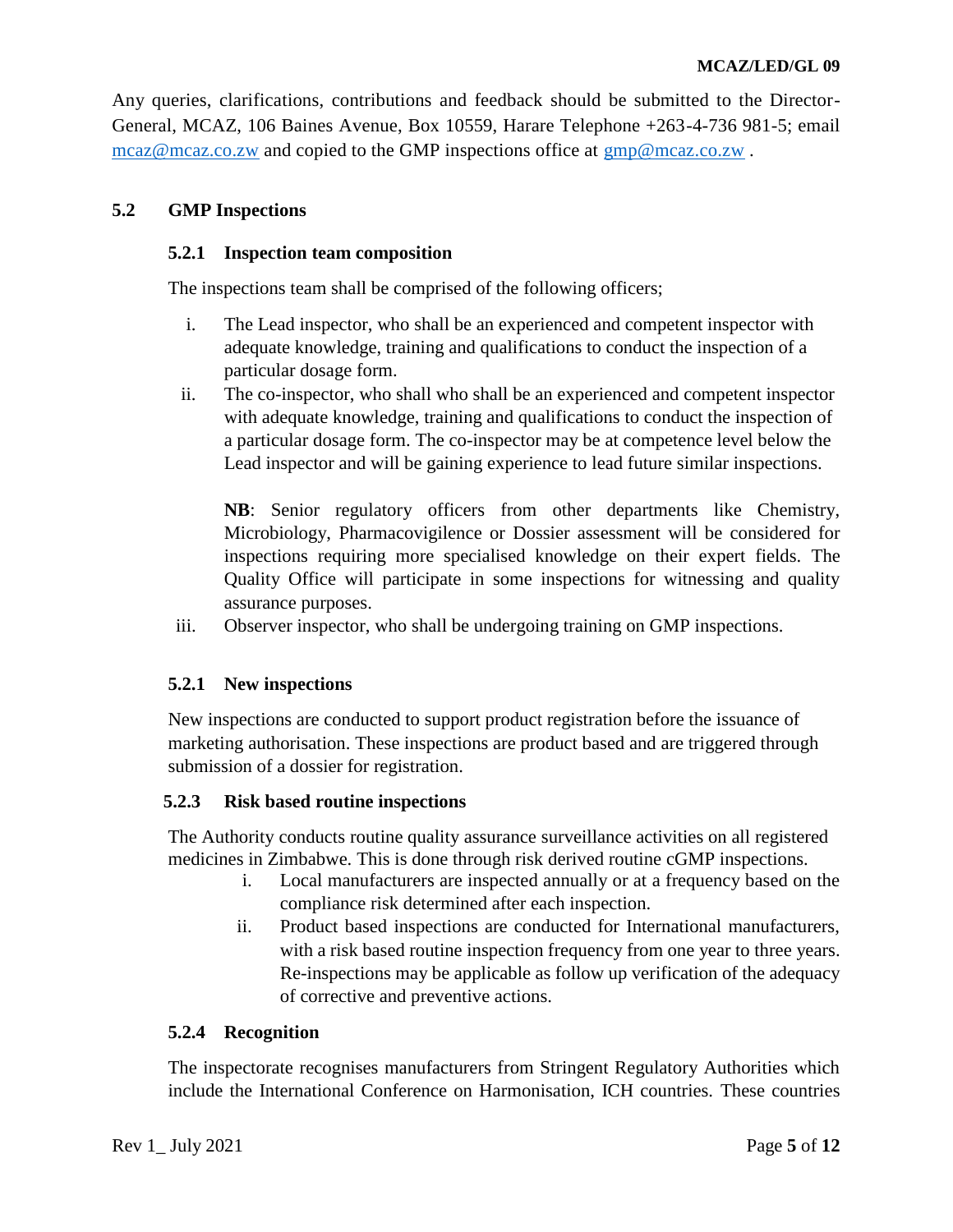Any queries, clarifications, contributions and feedback should be submitted to the Director-General, MCAZ, 106 Baines Avenue, Box 10559, Harare Telephone +263-4-736 981-5; email mcaz@mcaz.co.zw and copied to the GMP inspections office at gmp@mcaz.co.zw .

## 5.2 GMP Inspections

### 5.2.1 Inspection team composition

The inspections team shall be comprised of the following officers;

i. The Lead inspector, who shall be an experienced and competent inspector with adequate knowledge, training and qualifications to conduct the inspection of a particular dosage form.

ii. The co-inspector, who shall who shall be an experienced and competent inspector with adequate knowledge, training and qualifications to conduct the inspection of a particular dosage form. The co-inspector may be at competence level below the Lead inspector and will be gaining experience to lead future similar inspections.

   **NB**: Senior regulatory officers from other departments like Chemistry, Microbiology, Pharmacovigilence or Dossier assessment will be considered for inspections requiring more specialised knowledge on their expert fields. The Quality Office will participate in some inspections for witnessing and quality assurance purposes.

iii. Observer inspector, who shall be undergoing training on GMP inspections.

### 5.2.1 New inspections

New inspections are conducted to support product registration before the issuance of marketing authorisation. These inspections are product based and are triggered through submission of a dossier for registration.

### 5.2.3 Risk based routine inspections

The Authority conducts routine quality assurance surveillance activities on all registered medicines in Zimbabwe. This is done through risk derived routine cGMP inspections.

i. Local manufacturers are inspected annually or at a frequency based on the compliance risk determined after each inspection.

ii. Product based inspections are conducted for International manufacturers, with a risk based routine inspection frequency from one year to three years. Re-inspections may be applicable as follow up verification of the adequacy of corrective and preventive actions.

### 5.2.4 Recognition

The inspectorate recognises manufacturers from Stringent Regulatory Authorities which include the International Conference on Harmonisation, ICH countries. These countries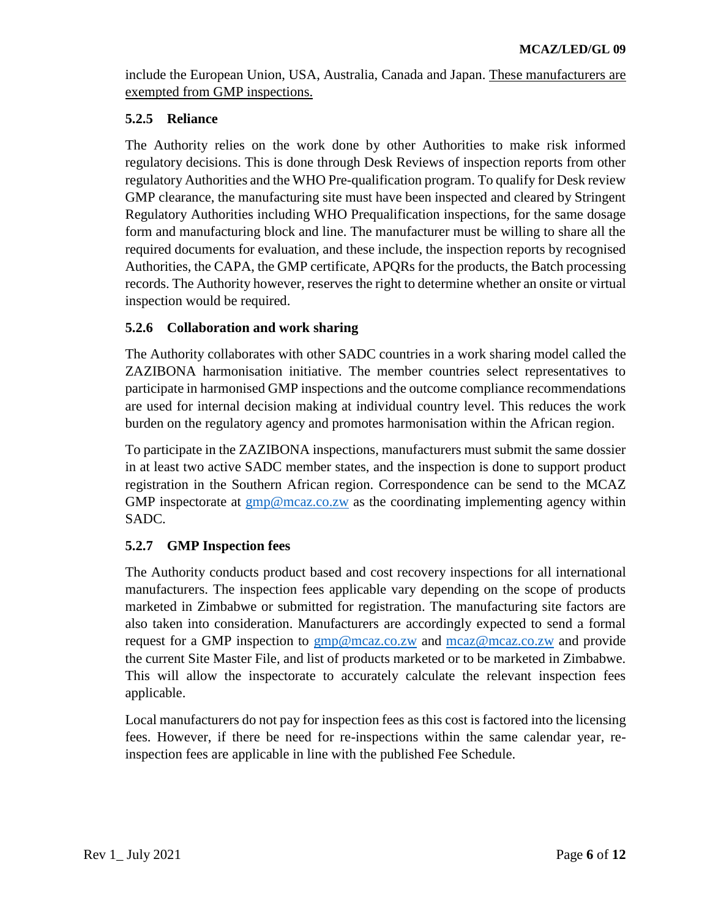include the European Union, USA, Australia, Canada and Japan. These manufacturers are exempted from GMP inspections.

### 5.2.5 Reliance

The Authority relies on the work done by other Authorities to make risk informed regulatory decisions. This is done through Desk Reviews of inspection reports from other regulatory Authorities and the WHO Pre-qualification program. To qualify for Desk review GMP clearance, the manufacturing site must have been inspected and cleared by Stringent Regulatory Authorities including WHO Prequalification inspections, for the same dosage form and manufacturing block and line. The manufacturer must be willing to share all the required documents for evaluation, and these include, the inspection reports by recognised Authorities, the CAPA, the GMP certificate, APQRs for the products, the Batch processing records. The Authority however, reserves the right to determine whether an onsite or virtual inspection would be required.

### 5.2.6 Collaboration and work sharing

The Authority collaborates with other SADC countries in a work sharing model called the ZAZIBONA harmonisation initiative. The member countries select representatives to participate in harmonised GMP inspections and the outcome compliance recommendations are used for internal decision making at individual country level. This reduces the work burden on the regulatory agency and promotes harmonisation within the African region.

To participate in the ZAZIBONA inspections, manufacturers must submit the same dossier in at least two active SADC member states, and the inspection is done to support product registration in the Southern African region. Correspondence can be send to the MCAZ GMP inspectorate at gmp@mcaz.co.zw as the coordinating implementing agency within SADC.

### 5.2.7 GMP Inspection fees

The Authority conducts product based and cost recovery inspections for all international manufacturers. The inspection fees applicable vary depending on the scope of products marketed in Zimbabwe or submitted for registration. The manufacturing site factors are also taken into consideration. Manufacturers are accordingly expected to send a formal request for a GMP inspection to gmp@mcaz.co.zw and mcaz@mcaz.co.zw and provide the current Site Master File, and list of products marketed or to be marketed in Zimbabwe. This will allow the inspectorate to accurately calculate the relevant inspection fees applicable.

Local manufacturers do not pay for inspection fees as this cost is factored into the licensing fees. However, if there be need for re-inspections within the same calendar year, re-inspection fees are applicable in line with the published Fee Schedule.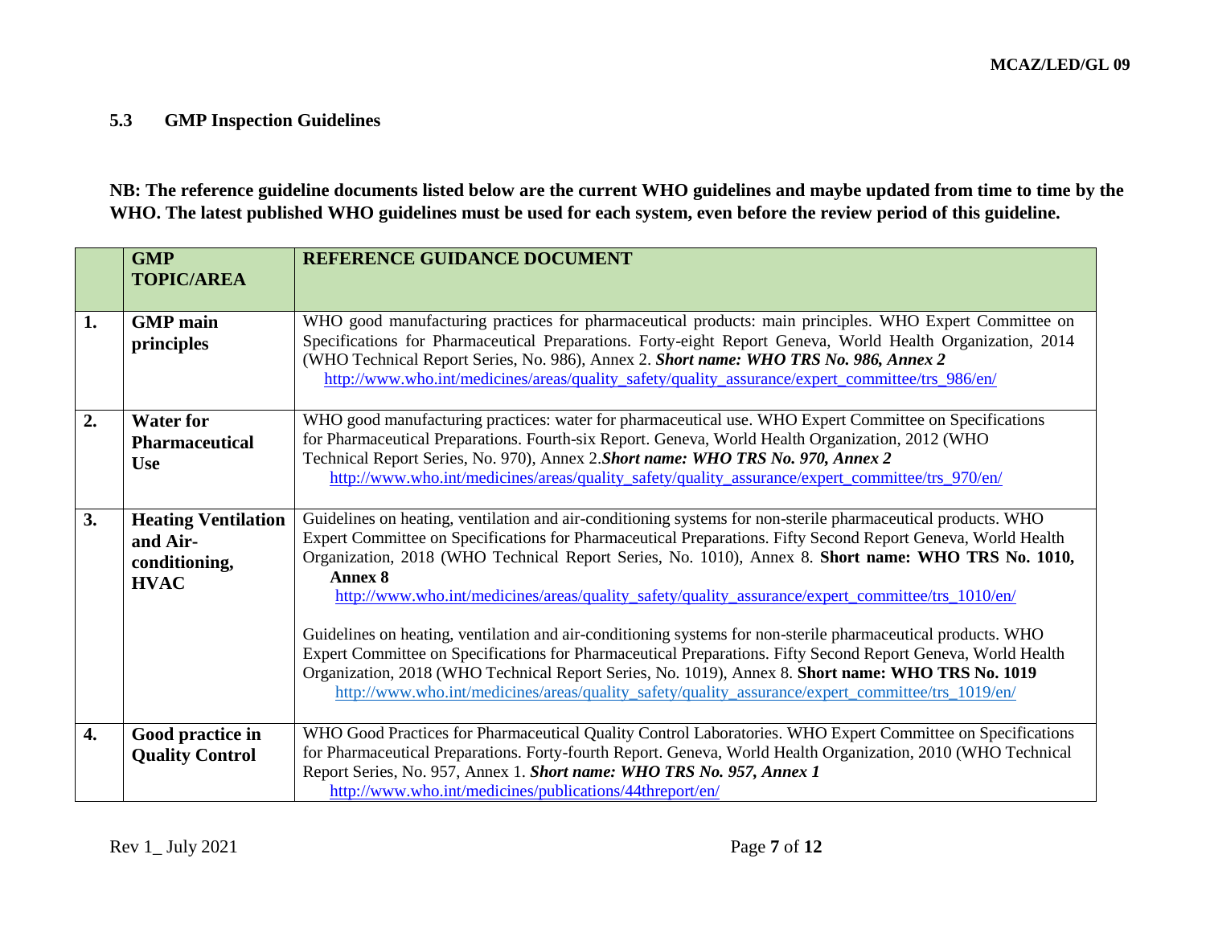### 5.3 GMP Inspection Guidelines

**NB: The reference guideline documents listed below are the current WHO guidelines and maybe updated from time to time by the WHO. The latest published WHO guidelines must be used for each system, even before the review period of this guideline.**

| | GMP TOPIC/AREA | REFERENCE GUIDANCE DOCUMENT |
|---|---|---|
| **1.** | **GMP main principles** | WHO good manufacturing practices for pharmaceutical products: main principles. WHO Expert Committee on Specifications for Pharmaceutical Preparations. Forty-eight Report Geneva, World Health Organization, 2014 (WHO Technical Report Series, No. 986), Annex 2. ***Short name: WHO TRS No. 986, Annex 2*** http://www.who.int/medicines/areas/quality_safety/quality_assurance/expert_committee/trs_986/en/ |
| **2.** | **Water for Pharmaceutical Use** | WHO good manufacturing practices: water for pharmaceutical use. WHO Expert Committee on Specifications for Pharmaceutical Preparations. Fourth-six Report. Geneva, World Health Organization, 2012 (WHO Technical Report Series, No. 970), Annex 2.***Short name: WHO TRS No. 970, Annex 2*** http://www.who.int/medicines/areas/quality_safety/quality_assurance/expert_committee/trs_970/en/ |
| **3.** | **Heating Ventilation and Air-conditioning, HVAC** | Guidelines on heating, ventilation and air-conditioning systems for non-sterile pharmaceutical products. WHO Expert Committee on Specifications for Pharmaceutical Preparations. Fifty Second Report Geneva, World Health Organization, 2018 (WHO Technical Report Series, No. 1010), Annex 8. **Short name: WHO TRS No. 1010, Annex 8** http://www.who.int/medicines/areas/quality_safety/quality_assurance/expert_committee/trs_1010/en/<br><br>Guidelines on heating, ventilation and air-conditioning systems for non-sterile pharmaceutical products. WHO Expert Committee on Specifications for Pharmaceutical Preparations. Fifty Second Report Geneva, World Health Organization, 2018 (WHO Technical Report Series, No. 1019), Annex 8. **Short name: WHO TRS No. 1019** http://www.who.int/medicines/areas/quality_safety/quality_assurance/expert_committee/trs_1019/en/ |
| **4.** | **Good practice in Quality Control** | WHO Good Practices for Pharmaceutical Quality Control Laboratories. WHO Expert Committee on Specifications for Pharmaceutical Preparations. Forty-fourth Report. Geneva, World Health Organization, 2010 (WHO Technical Report Series, No. 957, Annex 1. ***Short name: WHO TRS No. 957, Annex 1*** http://www.who.int/medicines/publications/44threport/en/ |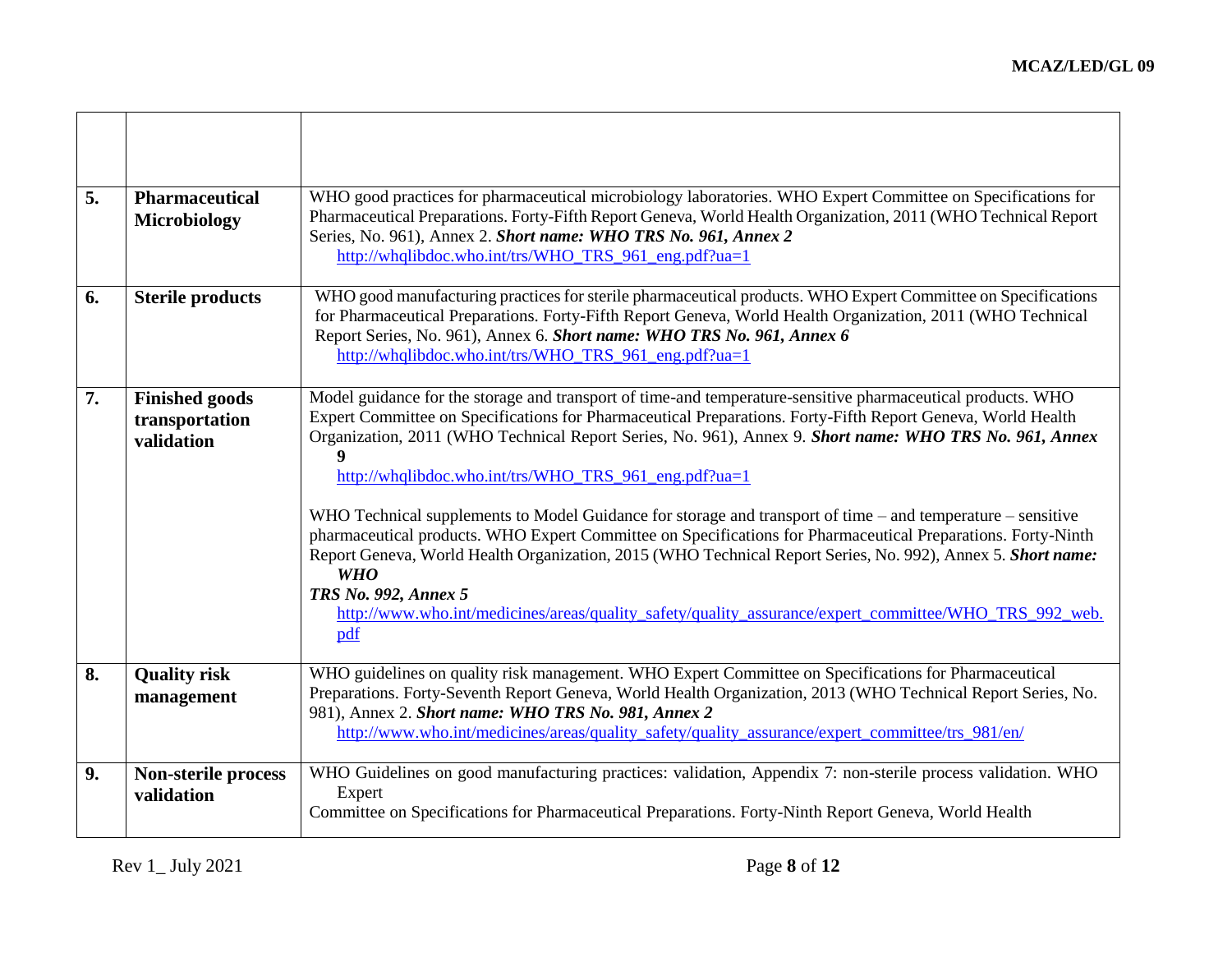| | | |
|---|---|---|
| | | |
| **5.** | **Pharmaceutical Microbiology** | WHO good practices for pharmaceutical microbiology laboratories. WHO Expert Committee on Specifications for Pharmaceutical Preparations. Forty-Fifth Report Geneva, World Health Organization, 2011 (WHO Technical Report Series, No. 961), Annex 2. ***Short name: WHO TRS No. 961, Annex 2*** http://whqlibdoc.who.int/trs/WHO_TRS_961_eng.pdf?ua=1 |
| **6.** | **Sterile products** | WHO good manufacturing practices for sterile pharmaceutical products. WHO Expert Committee on Specifications for Pharmaceutical Preparations. Forty-Fifth Report Geneva, World Health Organization, 2011 (WHO Technical Report Series, No. 961), Annex 6. ***Short name: WHO TRS No. 961, Annex 6*** http://whqlibdoc.who.int/trs/WHO_TRS_961_eng.pdf?ua=1 |
| **7.** | **Finished goods transportation validation** | Model guidance for the storage and transport of time-and temperature-sensitive pharmaceutical products. WHO Expert Committee on Specifications for Pharmaceutical Preparations. Forty-Fifth Report Geneva, World Health Organization, 2011 (WHO Technical Report Series, No. 961), Annex 9. ***Short name: WHO TRS No. 961, Annex 9*** http://whqlibdoc.who.int/trs/WHO_TRS_961_eng.pdf?ua=1<br><br>WHO Technical supplements to Model Guidance for storage and transport of time – and temperature – sensitive pharmaceutical products. WHO Expert Committee on Specifications for Pharmaceutical Preparations. Forty-Ninth Report Geneva, World Health Organization, 2015 (WHO Technical Report Series, No. 992), Annex 5. ***Short name: WHO TRS No. 992, Annex 5*** http://www.who.int/medicines/areas/quality_safety/quality_assurance/expert_committee/WHO_TRS_992_web.pdf |
| **8.** | **Quality risk management** | WHO guidelines on quality risk management. WHO Expert Committee on Specifications for Pharmaceutical Preparations. Forty-Seventh Report Geneva, World Health Organization, 2013 (WHO Technical Report Series, No. 981), Annex 2. ***Short name: WHO TRS No. 981, Annex 2*** http://www.who.int/medicines/areas/quality_safety/quality_assurance/expert_committee/trs_981/en/ |
| **9.** | **Non-sterile process validation** | WHO Guidelines on good manufacturing practices: validation, Appendix 7: non-sterile process validation. WHO Expert Committee on Specifications for Pharmaceutical Preparations. Forty-Ninth Report Geneva, World Health |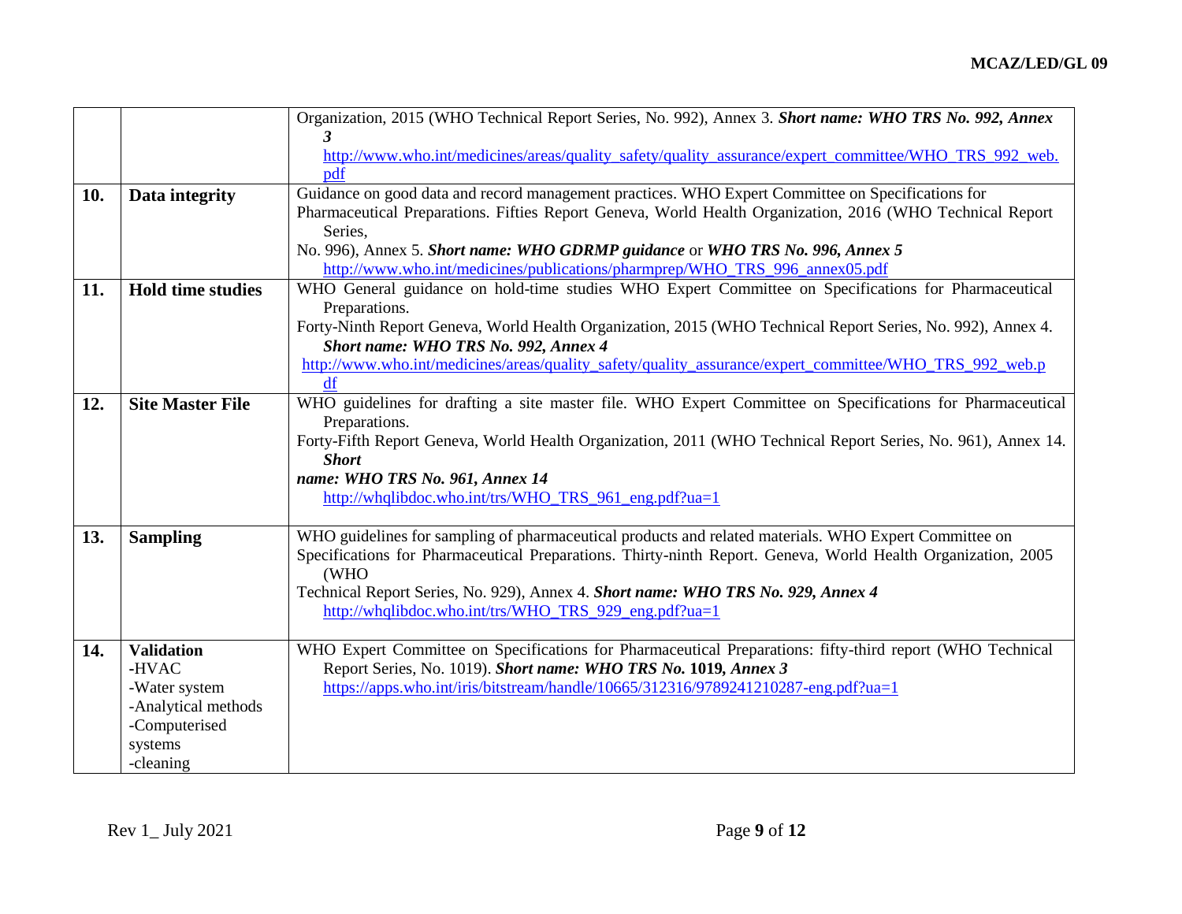| | | |
|---|---|---|
| | | Organization, 2015 (WHO Technical Report Series, No. 992), Annex 3. ***Short name: WHO TRS No. 992, Annex 3*** http://www.who.int/medicines/areas/quality_safety/quality_assurance/expert_committee/WHO_TRS_992_web.pdf |
| **10.** | **Data integrity** | Guidance on good data and record management practices. WHO Expert Committee on Specifications for Pharmaceutical Preparations. Fifties Report Geneva, World Health Organization, 2016 (WHO Technical Report Series, No. 996), Annex 5. ***Short name: WHO GDRMP guidance*** or ***WHO TRS No. 996, Annex 5*** http://www.who.int/medicines/publications/pharmprep/WHO_TRS_996_annex05.pdf |
| **11.** | **Hold time studies** | WHO General guidance on hold-time studies WHO Expert Committee on Specifications for Pharmaceutical Preparations. Forty-Ninth Report Geneva, World Health Organization, 2015 (WHO Technical Report Series, No. 992), Annex 4. ***Short name: WHO TRS No. 992, Annex 4*** http://www.who.int/medicines/areas/quality_safety/quality_assurance/expert_committee/WHO_TRS_992_web.pdf |
| **12.** | **Site Master File** | WHO guidelines for drafting a site master file. WHO Expert Committee on Specifications for Pharmaceutical Preparations. Forty-Fifth Report Geneva, World Health Organization, 2011 (WHO Technical Report Series, No. 961), Annex 14. ***Short name: WHO TRS No. 961, Annex 14*** http://whqlibdoc.who.int/trs/WHO_TRS_961_eng.pdf?ua=1 |
| **13.** | **Sampling** | WHO guidelines for sampling of pharmaceutical products and related materials. WHO Expert Committee on Specifications for Pharmaceutical Preparations. Thirty-ninth Report. Geneva, World Health Organization, 2005 (WHO Technical Report Series, No. 929), Annex 4. ***Short name: WHO TRS No. 929, Annex 4*** http://whqlibdoc.who.int/trs/WHO_TRS_929_eng.pdf?ua=1 |
| **14.** | **Validation**<br>-HVAC<br>-Water system<br>-Analytical methods<br>-Computerised systems<br>-cleaning | WHO Expert Committee on Specifications for Pharmaceutical Preparations: fifty-third report (WHO Technical Report Series, No. 1019). ***Short name: WHO TRS No.* 1019, *Annex 3*** https://apps.who.int/iris/bitstream/handle/10665/312316/9789241210287-eng.pdf?ua=1 |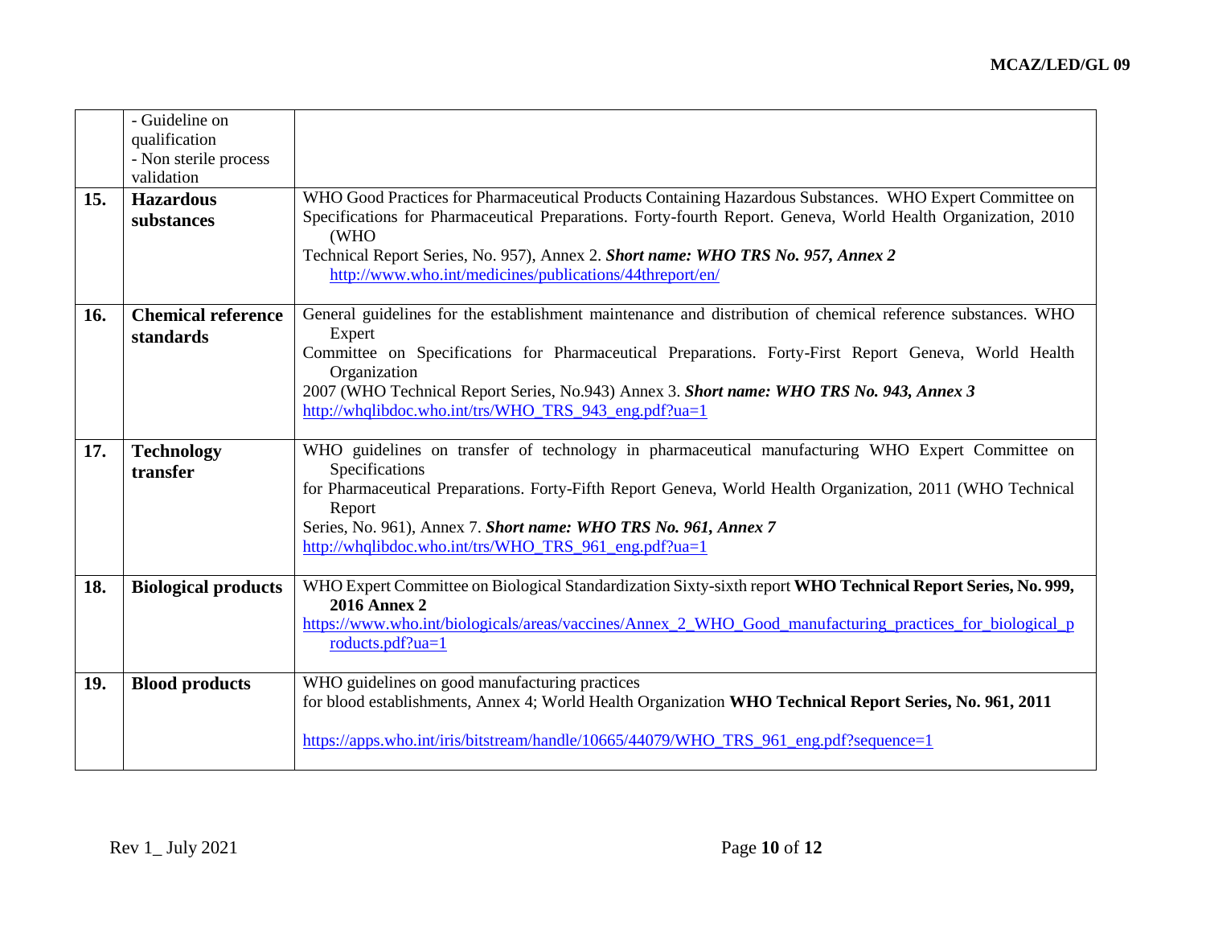|  |  |  |
|---|---|---|
|  | - Guideline on qualification<br>- Non sterile process validation |  |
| **15.** | **Hazardous substances** | WHO Good Practices for Pharmaceutical Products Containing Hazardous Substances. WHO Expert Committee on Specifications for Pharmaceutical Preparations. Forty-fourth Report. Geneva, World Health Organization, 2010 (WHO Technical Report Series, No. 957), Annex 2. ***Short name: WHO TRS No. 957, Annex 2*** http://www.who.int/medicines/publications/44threport/en/ |
| **16.** | **Chemical reference standards** | General guidelines for the establishment maintenance and distribution of chemical reference substances. WHO Expert Committee on Specifications for Pharmaceutical Preparations. Forty-First Report Geneva, World Health Organization 2007 (WHO Technical Report Series, No.943) Annex 3. ***Short name: WHO TRS No. 943, Annex 3*** http://whqlibdoc.who.int/trs/WHO_TRS_943_eng.pdf?ua=1 |
| **17.** | **Technology transfer** | WHO guidelines on transfer of technology in pharmaceutical manufacturing WHO Expert Committee on Specifications for Pharmaceutical Preparations. Forty-Fifth Report Geneva, World Health Organization, 2011 (WHO Technical Report Series, No. 961), Annex 7. ***Short name: WHO TRS No. 961, Annex 7*** http://whqlibdoc.who.int/trs/WHO_TRS_961_eng.pdf?ua=1 |
| **18.** | **Biological products** | WHO Expert Committee on Biological Standardization Sixty-sixth report **WHO Technical Report Series, No. 999, 2016 Annex 2** https://www.who.int/biologicals/areas/vaccines/Annex_2_WHO_Good_manufacturing_practices_for_biological_products.pdf?ua=1 |
| **19.** | **Blood products** | WHO guidelines on good manufacturing practices for blood establishments, Annex 4; World Health Organization **WHO Technical Report Series, No. 961, 2011**<br><br>https://apps.who.int/iris/bitstream/handle/10665/44079/WHO_TRS_961_eng.pdf?sequence=1 |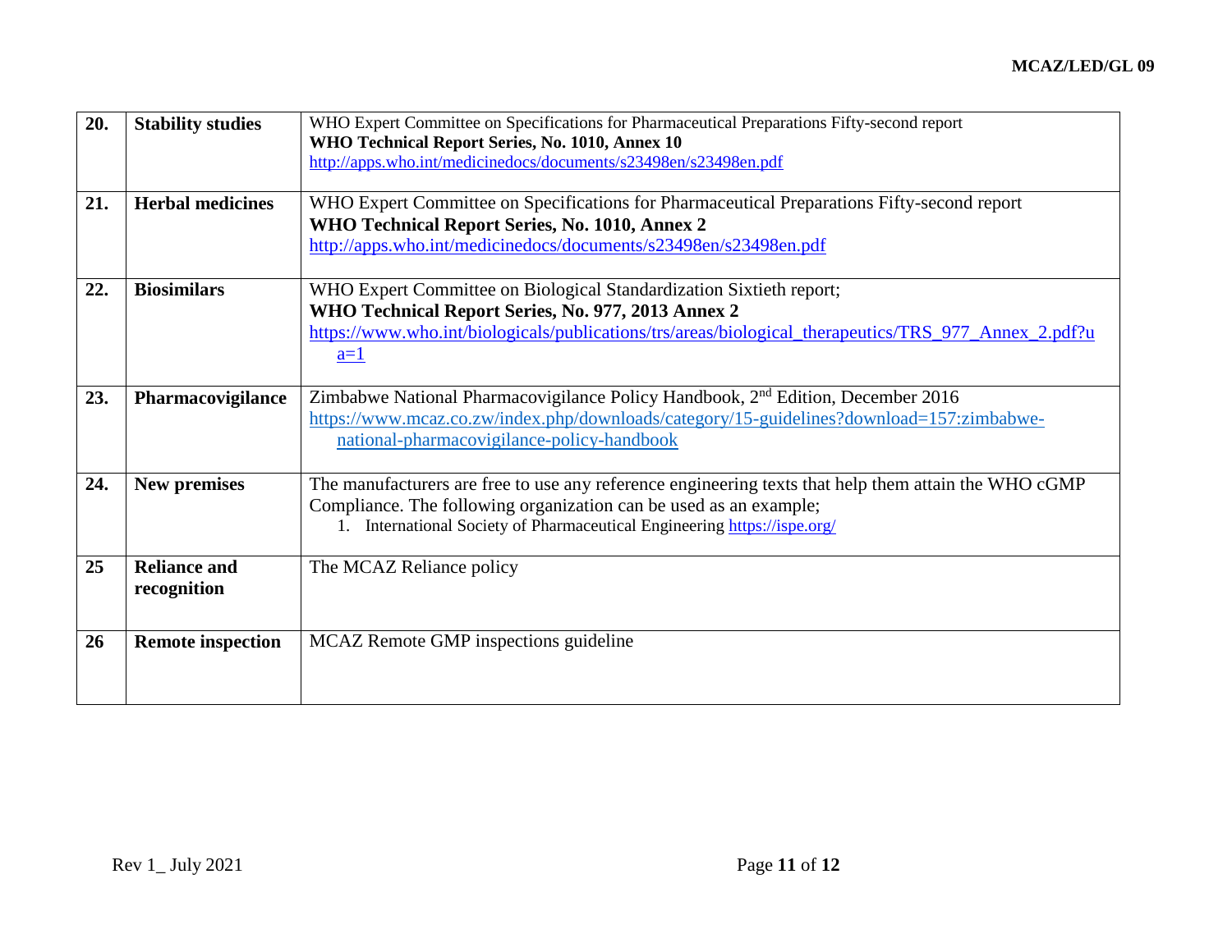| | | |
|---|---|---|
| **20.** | **Stability studies** | WHO Expert Committee on Specifications for Pharmaceutical Preparations Fifty-second report<br>**WHO Technical Report Series, No. 1010, Annex 10**<br>http://apps.who.int/medicinedocs/documents/s23498en/s23498en.pdf |
| **21.** | **Herbal medicines** | WHO Expert Committee on Specifications for Pharmaceutical Preparations Fifty-second report<br>**WHO Technical Report Series, No. 1010, Annex 2**<br>http://apps.who.int/medicinedocs/documents/s23498en/s23498en.pdf |
| **22.** | **Biosimilars** | WHO Expert Committee on Biological Standardization Sixtieth report;<br>**WHO Technical Report Series, No. 977, 2013 Annex 2**<br>https://www.who.int/biologicals/publications/trs/areas/biological_therapeutics/TRS_977_Annex_2.pdf?ua=1 |
| **23.** | **Pharmacovigilance** | Zimbabwe National Pharmacovigilance Policy Handbook, 2nd Edition, December 2016<br>https://www.mcaz.co.zw/index.php/downloads/category/15-guidelines?download=157:zimbabwe-national-pharmacovigilance-policy-handbook |
| **24.** | **New premises** | The manufacturers are free to use any reference engineering texts that help them attain the WHO cGMP Compliance. The following organization can be used as an example;<br>1. International Society of Pharmaceutical Engineering https://ispe.org/ |
| **25** | **Reliance and recognition** | The MCAZ Reliance policy |
| **26** | **Remote inspection** | MCAZ Remote GMP inspections guideline |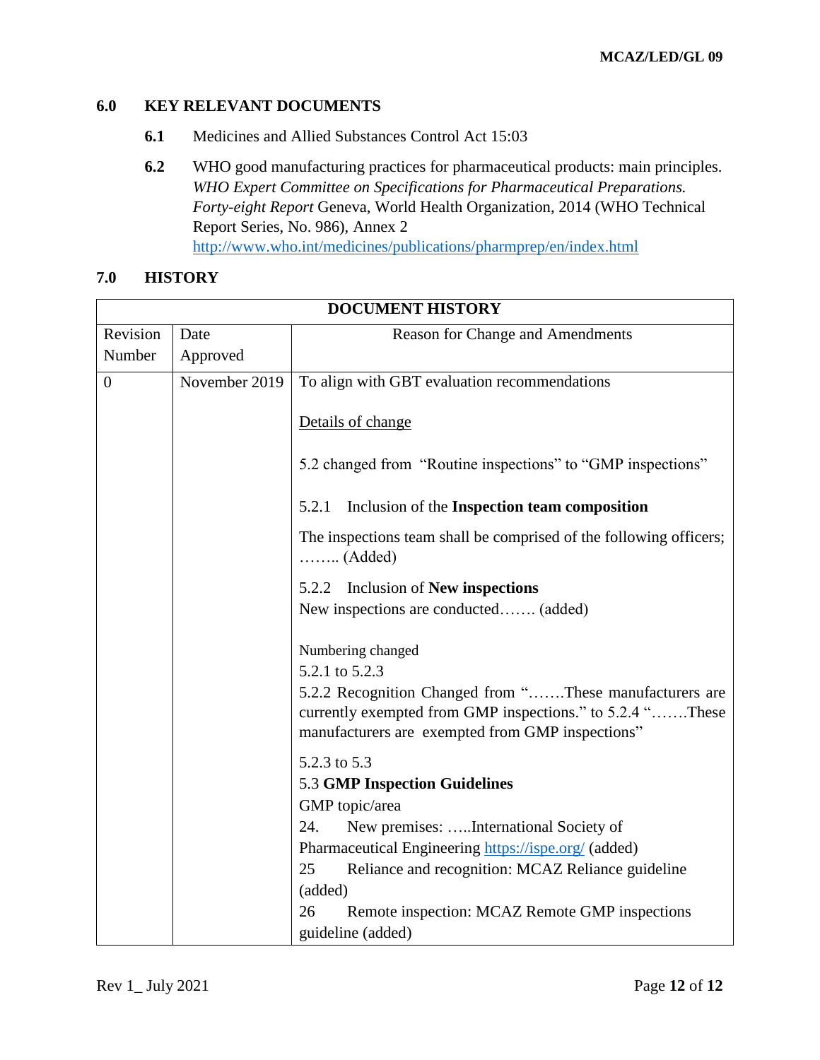## 6.0 KEY RELEVANT DOCUMENTS

**6.1** Medicines and Allied Substances Control Act 15:03

**6.2** WHO good manufacturing practices for pharmaceutical products: main principles. *WHO Expert Committee on Specifications for Pharmaceutical Preparations. Forty-eight Report* Geneva, World Health Organization, 2014 (WHO Technical Report Series, No. 986), Annex 2 http://www.who.int/medicines/publications/pharmprep/en/index.html

## 7.0 HISTORY

| DOCUMENT HISTORY | | |
|---|---|---|
| Revision Number | Date Approved | Reason for Change and Amendments |
| 0 | November 2019 | To align with GBT evaluation recommendations<br><br>Details of change<br><br>5.2 changed from "Routine inspections" to "GMP inspections"<br><br>5.2.1 Inclusion of the **Inspection team composition**<br><br>The inspections team shall be comprised of the following officers; …….. (Added)<br><br>5.2.2 Inclusion of **New inspections**<br>New inspections are conducted……. (added)<br><br>Numbering changed<br>5.2.1 to 5.2.3<br>5.2.2 Recognition Changed from ".......These manufacturers are currently exempted from GMP inspections." to 5.2.4 ".......These manufacturers are exempted from GMP inspections"<br><br>5.2.3 to 5.3<br>5.3 **GMP Inspection Guidelines**<br>GMP topic/area<br>24. New premises: …..International Society of Pharmaceutical Engineering https://ispe.org/ (added)<br>25 Reliance and recognition: MCAZ Reliance guideline (added)<br>26 Remote inspection: MCAZ Remote GMP inspections guideline (added) |